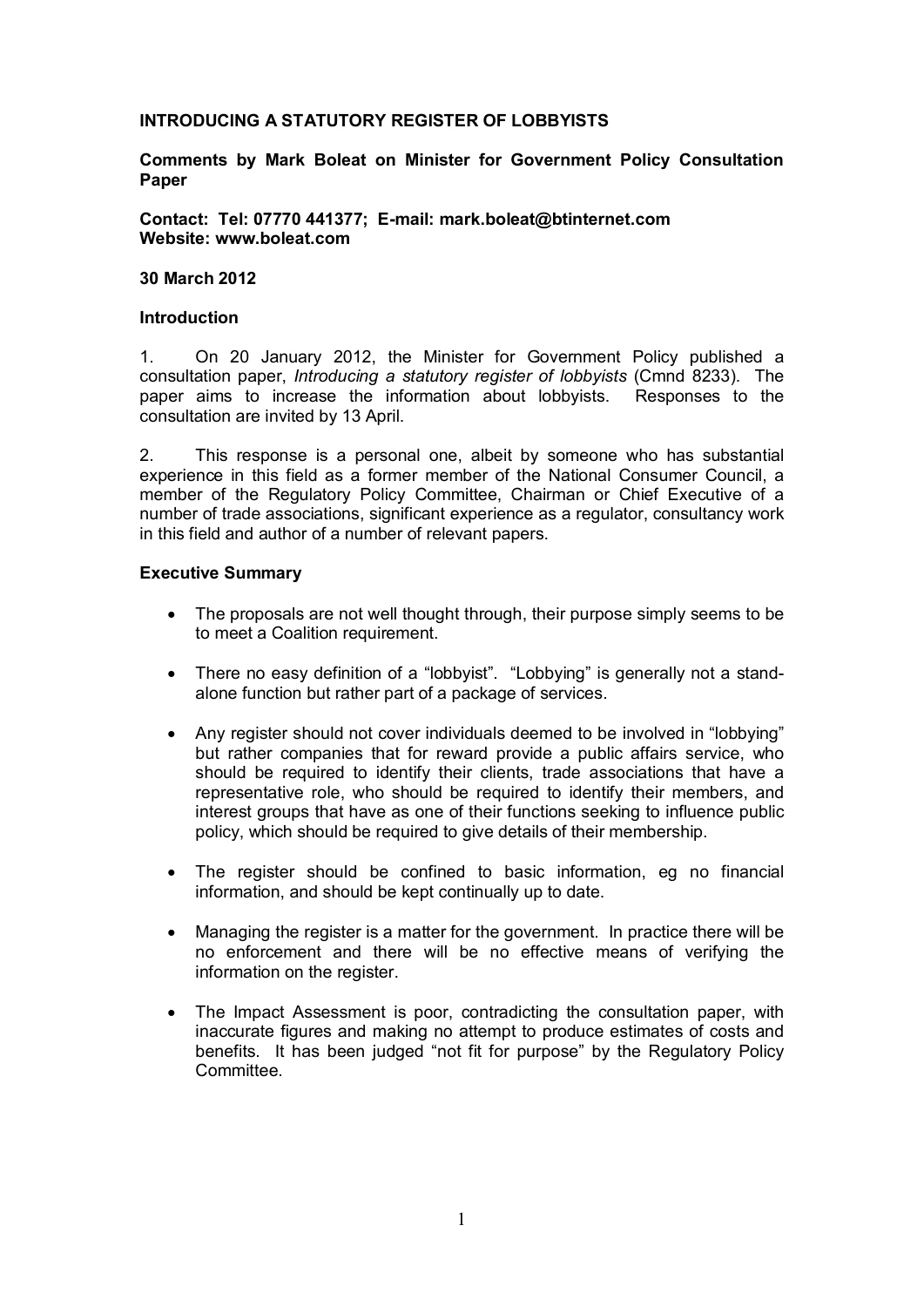# INTRODUCING A STATUTORY REGISTER OF LOBBYISTS

**Comments by Mark Boleat on Minister for Government Policy Consultation Paper**

**Contact: Tel: 07770 441377; E-mail: mark.boleat@btinternet.com**
**Website: www.boleat.com**

**30 March 2012**

## Introduction

1. On 20 January 2012, the Minister for Government Policy published a consultation paper, *Introducing a statutory register of lobbyists* (Cmnd 8233). The paper aims to increase the information about lobbyists. Responses to the consultation are invited by 13 April.

2. This response is a personal one, albeit by someone who has substantial experience in this field as a former member of the National Consumer Council, a member of the Regulatory Policy Committee, Chairman or Chief Executive of a number of trade associations, significant experience as a regulator, consultancy work in this field and author of a number of relevant papers.

## Executive Summary

- The proposals are not well thought through, their purpose simply seems to be to meet a Coalition requirement.

- There no easy definition of a "lobbyist". "Lobbying" is generally not a stand-alone function but rather part of a package of services.

- Any register should not cover individuals deemed to be involved in "lobbying" but rather companies that for reward provide a public affairs service, who should be required to identify their clients, trade associations that have a representative role, who should be required to identify their members, and interest groups that have as one of their functions seeking to influence public policy, which should be required to give details of their membership.

- The register should be confined to basic information, eg no financial information, and should be kept continually up to date.

- Managing the register is a matter for the government. In practice there will be no enforcement and there will be no effective means of verifying the information on the register.

- The Impact Assessment is poor, contradicting the consultation paper, with inaccurate figures and making no attempt to produce estimates of costs and benefits. It has been judged "not fit for purpose" by the Regulatory Policy Committee.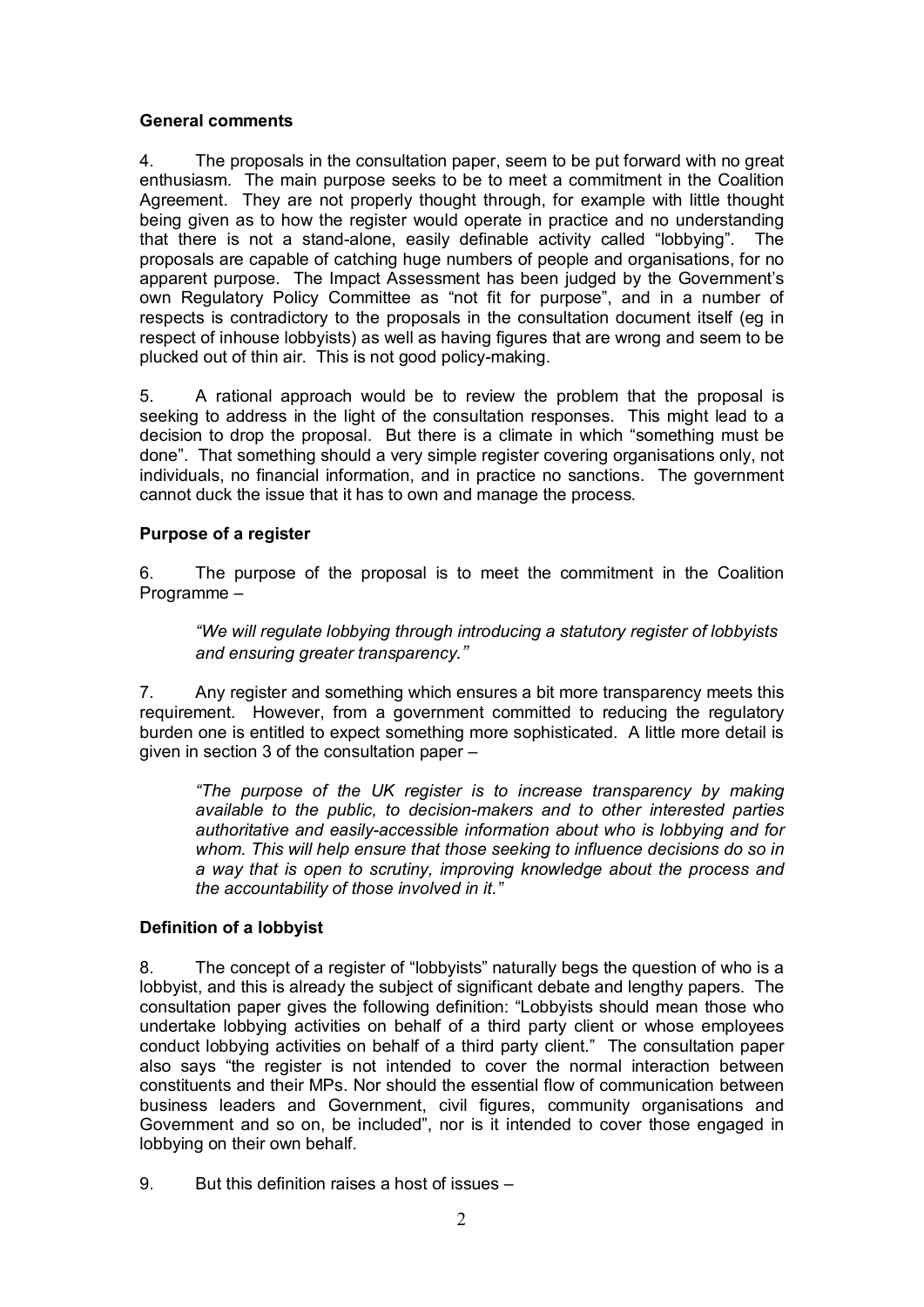**General comments**

4. The proposals in the consultation paper, seem to be put forward with no great enthusiasm. The main purpose seeks to be to meet a commitment in the Coalition Agreement. They are not properly thought through, for example with little thought being given as to how the register would operate in practice and no understanding that there is not a stand-alone, easily definable activity called "lobbying". The proposals are capable of catching huge numbers of people and organisations, for no apparent purpose. The Impact Assessment has been judged by the Government's own Regulatory Policy Committee as "not fit for purpose", and in a number of respects is contradictory to the proposals in the consultation document itself (eg in respect of inhouse lobbyists) as well as having figures that are wrong and seem to be plucked out of thin air. This is not good policy-making.

5. A rational approach would be to review the problem that the proposal is seeking to address in the light of the consultation responses. This might lead to a decision to drop the proposal. But there is a climate in which "something must be done". That something should a very simple register covering organisations only, not individuals, no financial information, and in practice no sanctions. The government cannot duck the issue that it has to own and manage the process.

**Purpose of a register**

6. The purpose of the proposal is to meet the commitment in the Coalition Programme –

> *"We will regulate lobbying through introducing a statutory register of lobbyists and ensuring greater transparency."*

7. Any register and something which ensures a bit more transparency meets this requirement. However, from a government committed to reducing the regulatory burden one is entitled to expect something more sophisticated. A little more detail is given in section 3 of the consultation paper –

> *"The purpose of the UK register is to increase transparency by making available to the public, to decision-makers and to other interested parties authoritative and easily-accessible information about who is lobbying and for whom. This will help ensure that those seeking to influence decisions do so in a way that is open to scrutiny, improving knowledge about the process and the accountability of those involved in it."*

**Definition of a lobbyist**

8. The concept of a register of "lobbyists" naturally begs the question of who is a lobbyist, and this is already the subject of significant debate and lengthy papers. The consultation paper gives the following definition: "Lobbyists should mean those who undertake lobbying activities on behalf of a third party client or whose employees conduct lobbying activities on behalf of a third party client." The consultation paper also says "the register is not intended to cover the normal interaction between constituents and their MPs. Nor should the essential flow of communication between business leaders and Government, civil figures, community organisations and Government and so on, be included", nor is it intended to cover those engaged in lobbying on their own behalf.

9. But this definition raises a host of issues –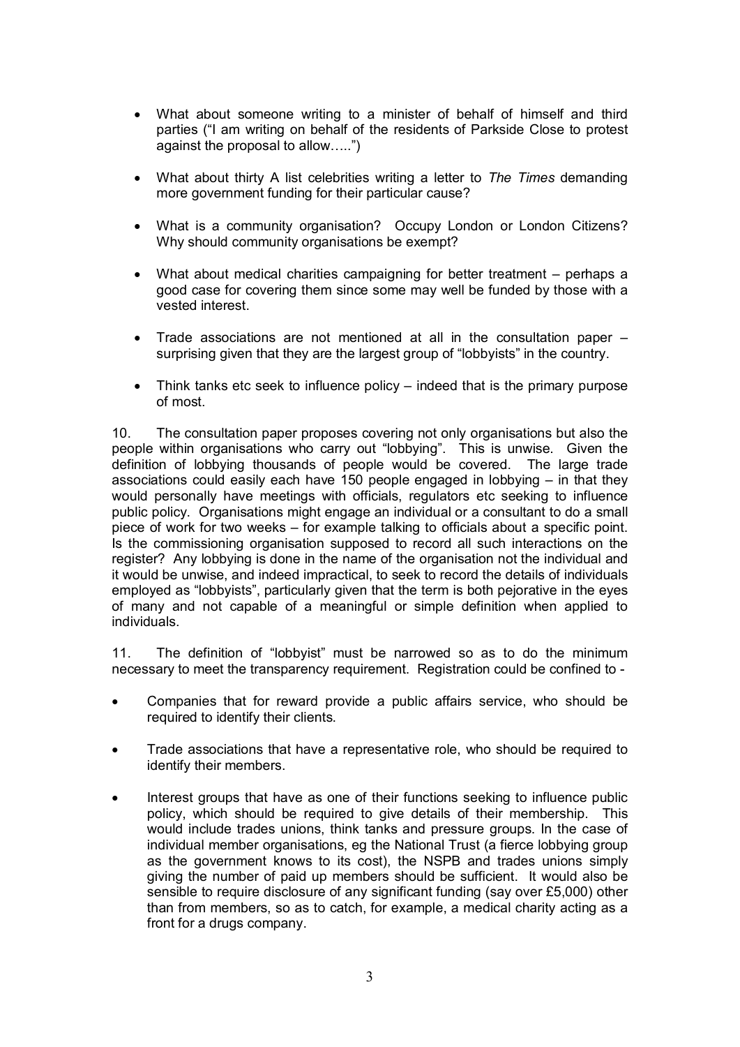- What about someone writing to a minister of behalf of himself and third parties ("I am writing on behalf of the residents of Parkside Close to protest against the proposal to allow…..")

- What about thirty A list celebrities writing a letter to *The Times* demanding more government funding for their particular cause?

- What is a community organisation? Occupy London or London Citizens? Why should community organisations be exempt?

- What about medical charities campaigning for better treatment – perhaps a good case for covering them since some may well be funded by those with a vested interest.

- Trade associations are not mentioned at all in the consultation paper – surprising given that they are the largest group of "lobbyists" in the country.

- Think tanks etc seek to influence policy – indeed that is the primary purpose of most.

10. The consultation paper proposes covering not only organisations but also the people within organisations who carry out "lobbying". This is unwise. Given the definition of lobbying thousands of people would be covered. The large trade associations could easily each have 150 people engaged in lobbying – in that they would personally have meetings with officials, regulators etc seeking to influence public policy. Organisations might engage an individual or a consultant to do a small piece of work for two weeks – for example talking to officials about a specific point. Is the commissioning organisation supposed to record all such interactions on the register? Any lobbying is done in the name of the organisation not the individual and it would be unwise, and indeed impractical, to seek to record the details of individuals employed as "lobbyists", particularly given that the term is both pejorative in the eyes of many and not capable of a meaningful or simple definition when applied to individuals.

11. The definition of "lobbyist" must be narrowed so as to do the minimum necessary to meet the transparency requirement. Registration could be confined to -

- Companies that for reward provide a public affairs service, who should be required to identify their clients.

- Trade associations that have a representative role, who should be required to identify their members.

- Interest groups that have as one of their functions seeking to influence public policy, which should be required to give details of their membership. This would include trades unions, think tanks and pressure groups. In the case of individual member organisations, eg the National Trust (a fierce lobbying group as the government knows to its cost), the NSPB and trades unions simply giving the number of paid up members should be sufficient. It would also be sensible to require disclosure of any significant funding (say over £5,000) other than from members, so as to catch, for example, a medical charity acting as a front for a drugs company.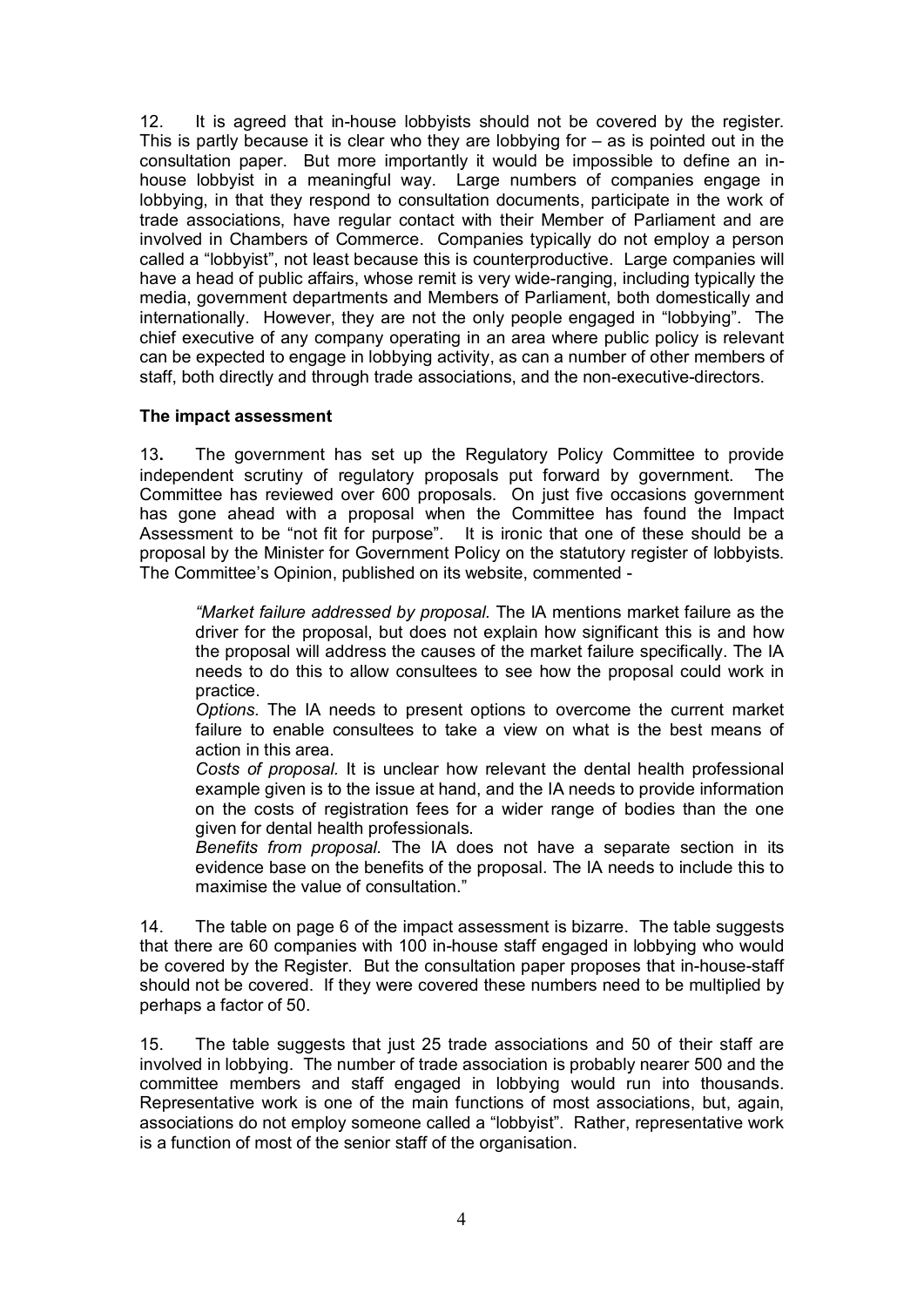12. It is agreed that in-house lobbyists should not be covered by the register. This is partly because it is clear who they are lobbying for – as is pointed out in the consultation paper. But more importantly it would be impossible to define an in-house lobbyist in a meaningful way. Large numbers of companies engage in lobbying, in that they respond to consultation documents, participate in the work of trade associations, have regular contact with their Member of Parliament and are involved in Chambers of Commerce. Companies typically do not employ a person called a "lobbyist", not least because this is counterproductive. Large companies will have a head of public affairs, whose remit is very wide-ranging, including typically the media, government departments and Members of Parliament, both domestically and internationally. However, they are not the only people engaged in "lobbying". The chief executive of any company operating in an area where public policy is relevant can be expected to engage in lobbying activity, as can a number of other members of staff, both directly and through trade associations, and the non-executive-directors.

**The impact assessment**

13**.** The government has set up the Regulatory Policy Committee to provide independent scrutiny of regulatory proposals put forward by government. The Committee has reviewed over 600 proposals. On just five occasions government has gone ahead with a proposal when the Committee has found the Impact Assessment to be "not fit for purpose". It is ironic that one of these should be a proposal by the Minister for Government Policy on the statutory register of lobbyists. The Committee's Opinion, published on its website, commented -

> *"Market failure addressed by proposal.* The IA mentions market failure as the driver for the proposal, but does not explain how significant this is and how the proposal will address the causes of the market failure specifically. The IA needs to do this to allow consultees to see how the proposal could work in practice.
> *Options.* The IA needs to present options to overcome the current market failure to enable consultees to take a view on what is the best means of action in this area.
> *Costs of proposal.* It is unclear how relevant the dental health professional example given is to the issue at hand, and the IA needs to provide information on the costs of registration fees for a wider range of bodies than the one given for dental health professionals.
> *Benefits from proposal.* The IA does not have a separate section in its evidence base on the benefits of the proposal. The IA needs to include this to maximise the value of consultation."

14. The table on page 6 of the impact assessment is bizarre. The table suggests that there are 60 companies with 100 in-house staff engaged in lobbying who would be covered by the Register. But the consultation paper proposes that in-house-staff should not be covered. If they were covered these numbers need to be multiplied by perhaps a factor of 50.

15. The table suggests that just 25 trade associations and 50 of their staff are involved in lobbying. The number of trade association is probably nearer 500 and the committee members and staff engaged in lobbying would run into thousands. Representative work is one of the main functions of most associations, but, again, associations do not employ someone called a "lobbyist". Rather, representative work is a function of most of the senior staff of the organisation.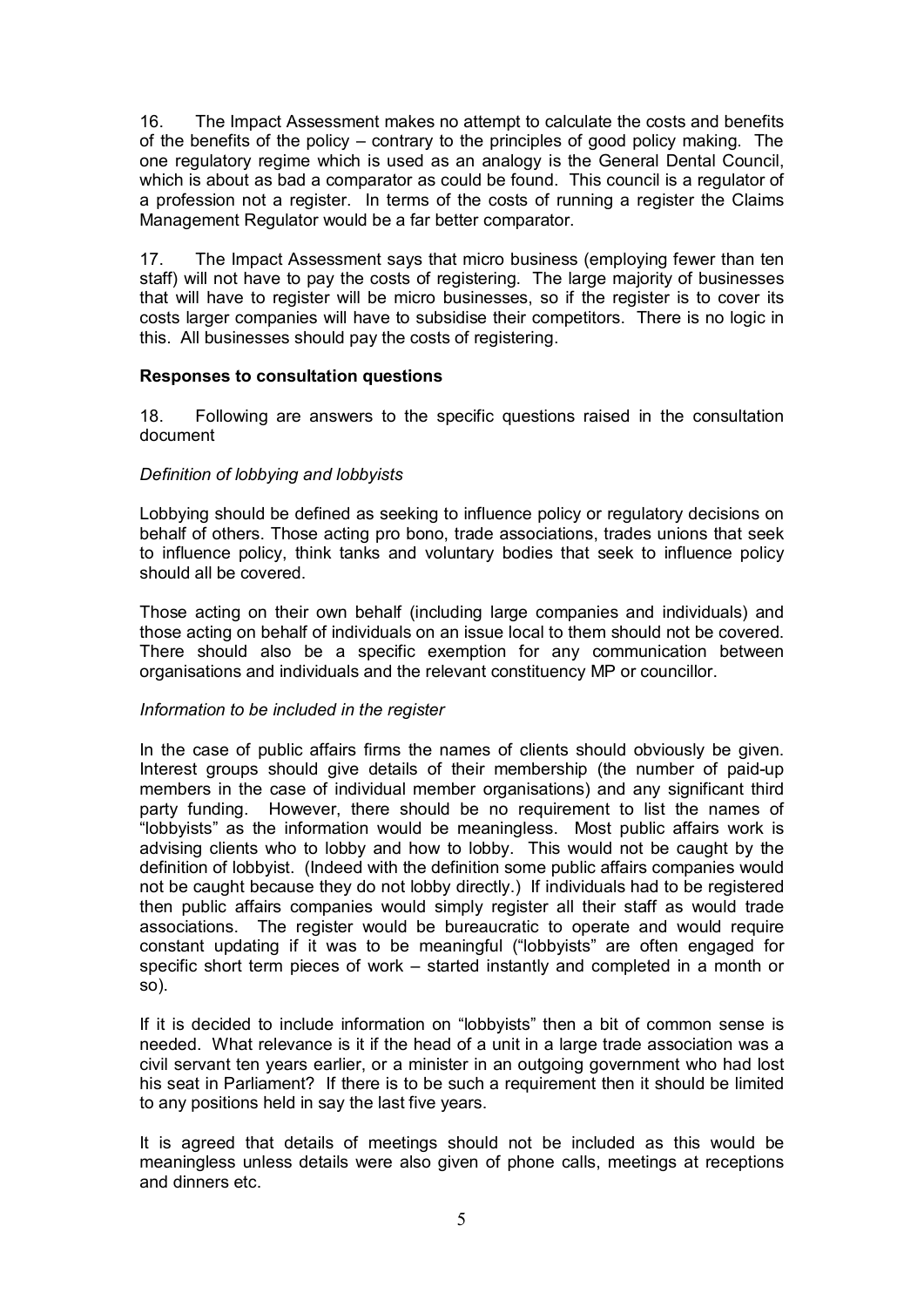16. The Impact Assessment makes no attempt to calculate the costs and benefits of the benefits of the policy – contrary to the principles of good policy making. The one regulatory regime which is used as an analogy is the General Dental Council, which is about as bad a comparator as could be found. This council is a regulator of a profession not a register. In terms of the costs of running a register the Claims Management Regulator would be a far better comparator.

17. The Impact Assessment says that micro business (employing fewer than ten staff) will not have to pay the costs of registering. The large majority of businesses that will have to register will be micro businesses, so if the register is to cover its costs larger companies will have to subsidise their competitors. There is no logic in this. All businesses should pay the costs of registering.

**Responses to consultation questions**

18. Following are answers to the specific questions raised in the consultation document

*Definition of lobbying and lobbyists*

Lobbying should be defined as seeking to influence policy or regulatory decisions on behalf of others. Those acting pro bono, trade associations, trades unions that seek to influence policy, think tanks and voluntary bodies that seek to influence policy should all be covered.

Those acting on their own behalf (including large companies and individuals) and those acting on behalf of individuals on an issue local to them should not be covered. There should also be a specific exemption for any communication between organisations and individuals and the relevant constituency MP or councillor.

*Information to be included in the register*

In the case of public affairs firms the names of clients should obviously be given. Interest groups should give details of their membership (the number of paid-up members in the case of individual member organisations) and any significant third party funding. However, there should be no requirement to list the names of "lobbyists" as the information would be meaningless. Most public affairs work is advising clients who to lobby and how to lobby. This would not be caught by the definition of lobbyist. (Indeed with the definition some public affairs companies would not be caught because they do not lobby directly.) If individuals had to be registered then public affairs companies would simply register all their staff as would trade associations. The register would be bureaucratic to operate and would require constant updating if it was to be meaningful ("lobbyists" are often engaged for specific short term pieces of work – started instantly and completed in a month or so).

If it is decided to include information on "lobbyists" then a bit of common sense is needed. What relevance is it if the head of a unit in a large trade association was a civil servant ten years earlier, or a minister in an outgoing government who had lost his seat in Parliament? If there is to be such a requirement then it should be limited to any positions held in say the last five years.

It is agreed that details of meetings should not be included as this would be meaningless unless details were also given of phone calls, meetings at receptions and dinners etc.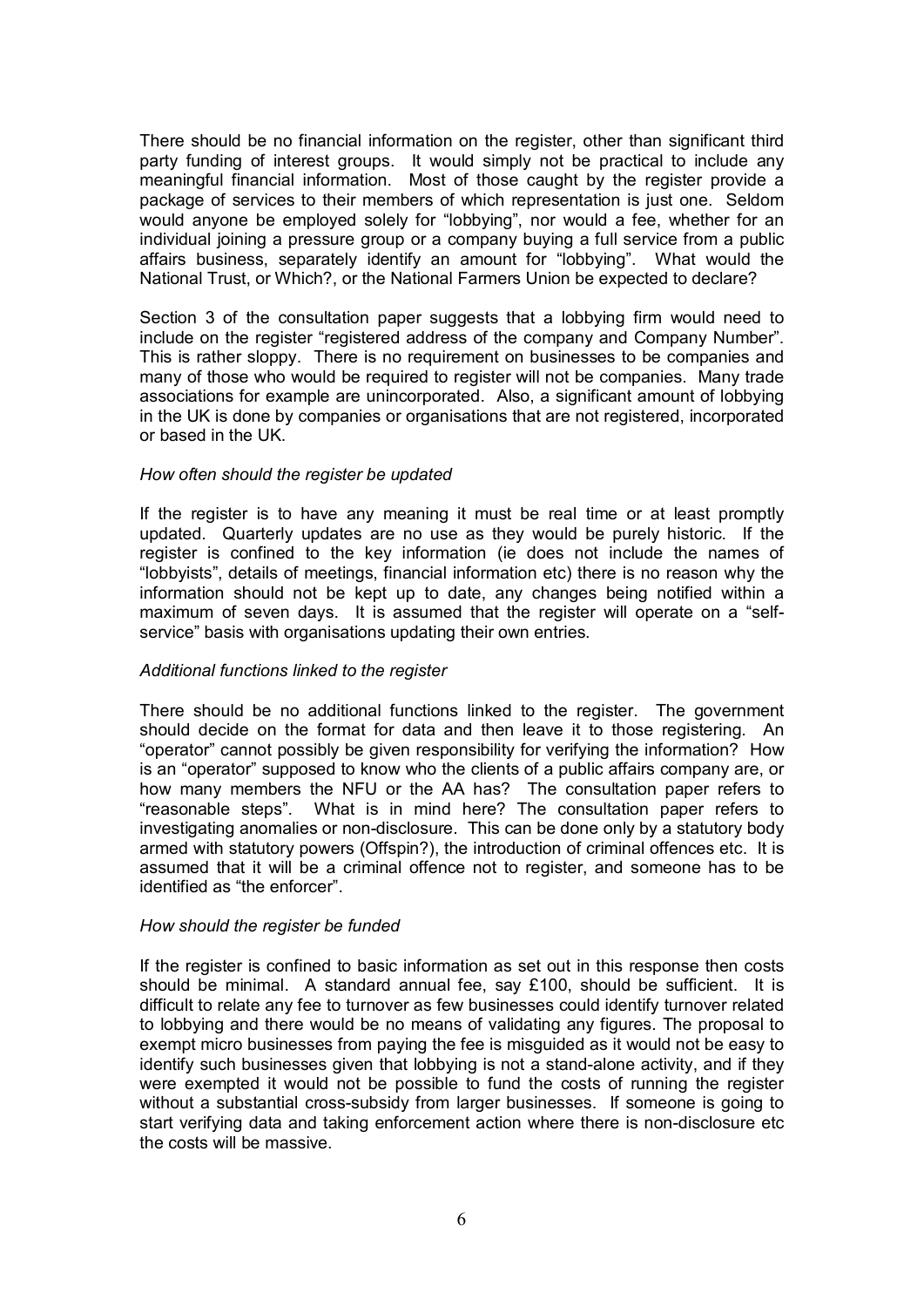There should be no financial information on the register, other than significant third party funding of interest groups. It would simply not be practical to include any meaningful financial information. Most of those caught by the register provide a package of services to their members of which representation is just one. Seldom would anyone be employed solely for "lobbying", nor would a fee, whether for an individual joining a pressure group or a company buying a full service from a public affairs business, separately identify an amount for "lobbying". What would the National Trust, or Which?, or the National Farmers Union be expected to declare?

Section 3 of the consultation paper suggests that a lobbying firm would need to include on the register "registered address of the company and Company Number". This is rather sloppy. There is no requirement on businesses to be companies and many of those who would be required to register will not be companies. Many trade associations for example are unincorporated. Also, a significant amount of lobbying in the UK is done by companies or organisations that are not registered, incorporated or based in the UK.

*How often should the register be updated*

If the register is to have any meaning it must be real time or at least promptly updated. Quarterly updates are no use as they would be purely historic. If the register is confined to the key information (ie does not include the names of "lobbyists", details of meetings, financial information etc) there is no reason why the information should not be kept up to date, any changes being notified within a maximum of seven days. It is assumed that the register will operate on a "self-service" basis with organisations updating their own entries.

*Additional functions linked to the register*

There should be no additional functions linked to the register. The government should decide on the format for data and then leave it to those registering. An "operator" cannot possibly be given responsibility for verifying the information? How is an "operator" supposed to know who the clients of a public affairs company are, or how many members the NFU or the AA has? The consultation paper refers to "reasonable steps". What is in mind here? The consultation paper refers to investigating anomalies or non-disclosure. This can be done only by a statutory body armed with statutory powers (Offspin?), the introduction of criminal offences etc. It is assumed that it will be a criminal offence not to register, and someone has to be identified as "the enforcer".

*How should the register be funded*

If the register is confined to basic information as set out in this response then costs should be minimal. A standard annual fee, say £100, should be sufficient. It is difficult to relate any fee to turnover as few businesses could identify turnover related to lobbying and there would be no means of validating any figures. The proposal to exempt micro businesses from paying the fee is misguided as it would not be easy to identify such businesses given that lobbying is not a stand-alone activity, and if they were exempted it would not be possible to fund the costs of running the register without a substantial cross-subsidy from larger businesses. If someone is going to start verifying data and taking enforcement action where there is non-disclosure etc the costs will be massive.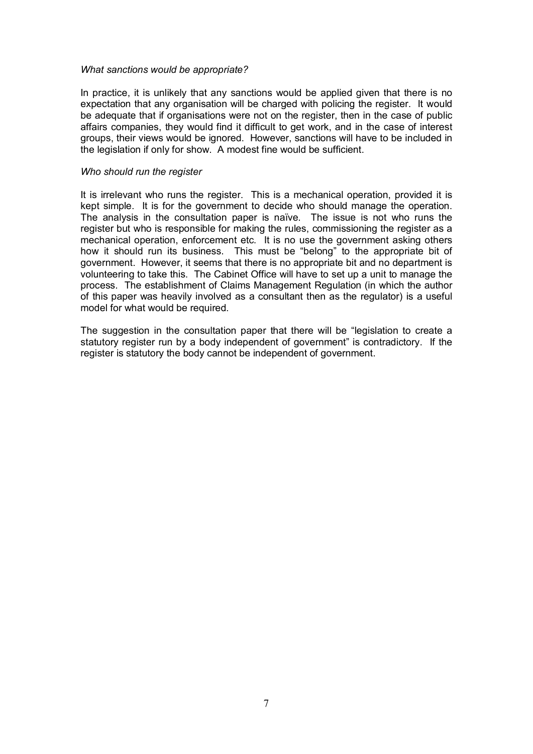*What sanctions would be appropriate?*

In practice, it is unlikely that any sanctions would be applied given that there is no expectation that any organisation will be charged with policing the register. It would be adequate that if organisations were not on the register, then in the case of public affairs companies, they would find it difficult to get work, and in the case of interest groups, their views would be ignored. However, sanctions will have to be included in the legislation if only for show. A modest fine would be sufficient.

*Who should run the register*

It is irrelevant who runs the register. This is a mechanical operation, provided it is kept simple. It is for the government to decide who should manage the operation. The analysis in the consultation paper is naïve. The issue is not who runs the register but who is responsible for making the rules, commissioning the register as a mechanical operation, enforcement etc. It is no use the government asking others how it should run its business. This must be "belong" to the appropriate bit of government. However, it seems that there is no appropriate bit and no department is volunteering to take this. The Cabinet Office will have to set up a unit to manage the process. The establishment of Claims Management Regulation (in which the author of this paper was heavily involved as a consultant then as the regulator) is a useful model for what would be required.

The suggestion in the consultation paper that there will be "legislation to create a statutory register run by a body independent of government" is contradictory. If the register is statutory the body cannot be independent of government.